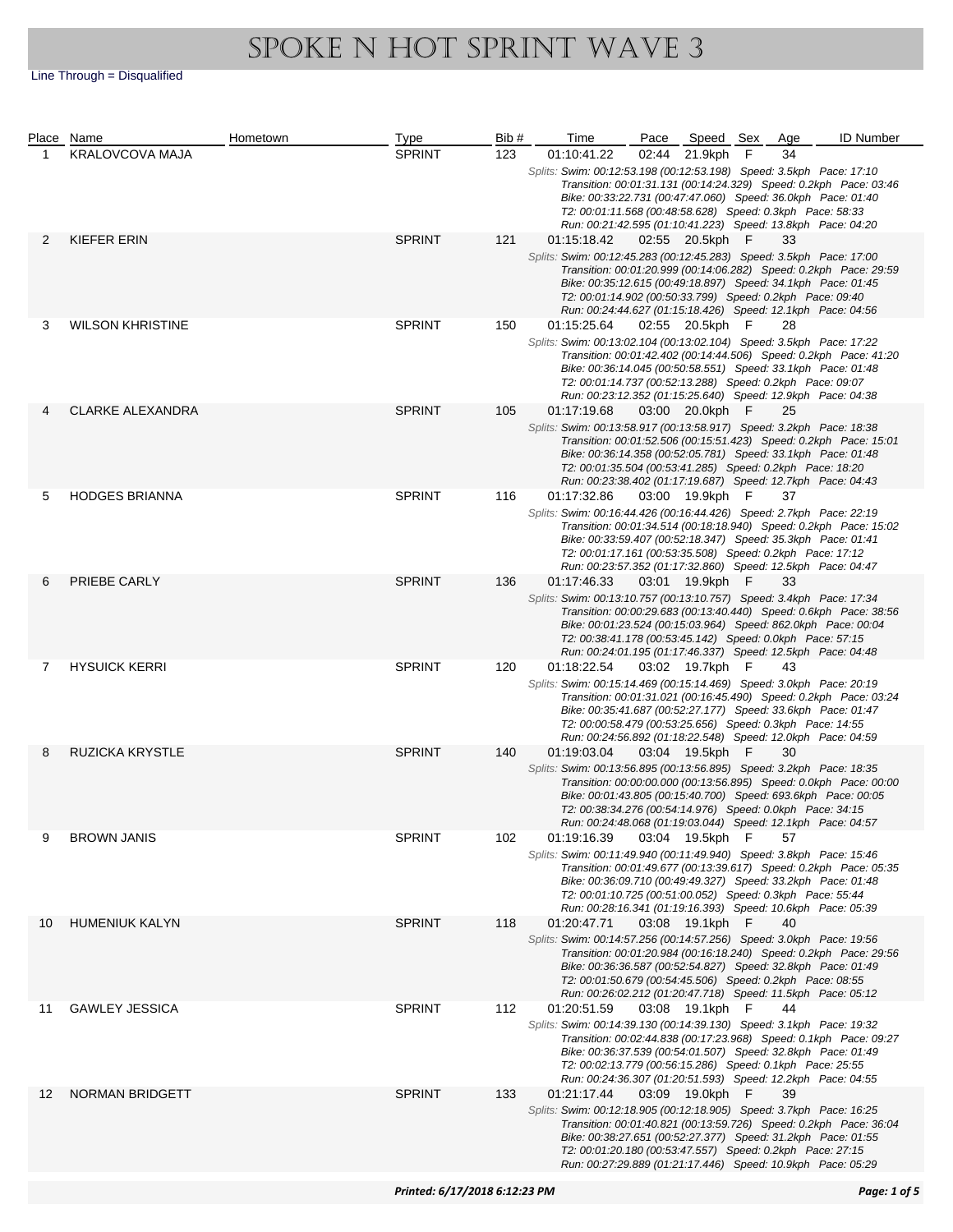# SPOKE N HOT SPRINT WAVE 3

Line Through = Disqualified

| Place | Name | Hometown | Type | Bib # | Time | Pace | Speed | Sex | Age | ID Number |
|---|---|---|---|---|---|---|---|---|---|---|
| 1 | KRALOVCOVA MAJA | | SPRINT | 123 | 01:10:41.22 | 02:44 | 21.9kph | F | 34 | |
| | *Splits: Swim: 00:12:53.198 (00:12:53.198) Speed: 3.5kph Pace: 17:10<br>Transition: 00:01:31.131 (00:14:24.329) Speed: 0.2kph Pace: 03:46<br>Bike: 00:33:22.731 (00:47:47.060) Speed: 36.0kph Pace: 01:40<br>T2: 00:01:11.568 (00:48:58.628) Speed: 0.3kph Pace: 58:33<br>Run: 00:21:42.595 (01:10:41.223) Speed: 13.8kph Pace: 04:20* | | | | | | | | | |
| 2 | KIEFER ERIN | | SPRINT | 121 | 01:15:18.42 | 02:55 | 20.5kph | F | 33 | |
| | *Splits: Swim: 00:12:45.283 (00:12:45.283) Speed: 3.5kph Pace: 17:00<br>Transition: 00:01:20.999 (00:14:06.282) Speed: 0.2kph Pace: 29:59<br>Bike: 00:35:12.615 (00:49:18.897) Speed: 34.1kph Pace: 01:45<br>T2: 00:01:14.902 (00:50:33.799) Speed: 0.2kph Pace: 09:40<br>Run: 00:24:44.627 (01:15:18.426) Speed: 12.1kph Pace: 04:56* | | | | | | | | | |
| 3 | WILSON KHRISTINE | | SPRINT | 150 | 01:15:25.64 | 02:55 | 20.5kph | F | 28 | |
| | *Splits: Swim: 00:13:02.104 (00:13:02.104) Speed: 3.5kph Pace: 17:22<br>Transition: 00:01:42.402 (00:14:44.506) Speed: 0.2kph Pace: 41:20<br>Bike: 00:36:14.045 (00:50:58.551) Speed: 33.1kph Pace: 01:48<br>T2: 00:01:14.737 (00:52:13.288) Speed: 0.2kph Pace: 09:07<br>Run: 00:23:12.352 (01:15:25.640) Speed: 12.9kph Pace: 04:38* | | | | | | | | | |
| 4 | CLARKE ALEXANDRA | | SPRINT | 105 | 01:17:19.68 | 03:00 | 20.0kph | F | 25 | |
| | *Splits: Swim: 00:13:58.917 (00:13:58.917) Speed: 3.2kph Pace: 18:38<br>Transition: 00:01:52.506 (00:15:51.423) Speed: 0.2kph Pace: 15:01<br>Bike: 00:36:14.358 (00:52:05.781) Speed: 33.1kph Pace: 01:48<br>T2: 00:01:35.504 (00:53:41.285) Speed: 0.2kph Pace: 18:20<br>Run: 00:23:38.402 (01:17:19.687) Speed: 12.7kph Pace: 04:43* | | | | | | | | | |
| 5 | HODGES BRIANNA | | SPRINT | 116 | 01:17:32.86 | 03:00 | 19.9kph | F | 37 | |
| | *Splits: Swim: 00:16:44.426 (00:16:44.426) Speed: 2.7kph Pace: 22:19<br>Transition: 00:01:34.514 (00:18:18.940) Speed: 0.2kph Pace: 15:02<br>Bike: 00:33:59.407 (00:52:18.347) Speed: 35.3kph Pace: 01:41<br>T2: 00:01:17.161 (00:53:35.508) Speed: 0.2kph Pace: 17:12<br>Run: 00:23:57.352 (01:17:32.860) Speed: 12.5kph Pace: 04:47* | | | | | | | | | |
| 6 | PRIEBE CARLY | | SPRINT | 136 | 01:17:46.33 | 03:01 | 19.9kph | F | 33 | |
| | *Splits: Swim: 00:13:10.757 (00:13:10.757) Speed: 3.4kph Pace: 17:34<br>Transition: 00:00:29.683 (00:13:40.440) Speed: 0.6kph Pace: 38:56<br>Bike: 00:01:23.524 (00:15:03.964) Speed: 862.0kph Pace: 00:04<br>T2: 00:38:41.178 (00:53:45.142) Speed: 0.0kph Pace: 57:15<br>Run: 00:24:01.195 (01:17:46.337) Speed: 12.5kph Pace: 04:48* | | | | | | | | | |
| 7 | HYSUICK KERRI | | SPRINT | 120 | 01:18:22.54 | 03:02 | 19.7kph | F | 43 | |
| | *Splits: Swim: 00:15:14.469 (00:15:14.469) Speed: 3.0kph Pace: 20:19<br>Transition: 00:01:31.021 (00:16:45.490) Speed: 0.2kph Pace: 03:24<br>Bike: 00:35:41.687 (00:52:27.177) Speed: 33.6kph Pace: 01:47<br>T2: 00:00:58.479 (00:53:25.656) Speed: 0.3kph Pace: 14:55<br>Run: 00:24:56.892 (01:18:22.548) Speed: 12.0kph Pace: 04:59* | | | | | | | | | |
| 8 | RUZICKA KRYSTLE | | SPRINT | 140 | 01:19:03.04 | 03:04 | 19.5kph | F | 30 | |
| | *Splits: Swim: 00:13:56.895 (00:13:56.895) Speed: 3.2kph Pace: 18:35<br>Transition: 00:00:00.000 (00:13:56.895) Speed: 0.0kph Pace: 00:00<br>Bike: 00:01:43.805 (00:15:40.700) Speed: 693.6kph Pace: 00:05<br>T2: 00:38:34.276 (00:54:14.976) Speed: 0.0kph Pace: 34:15<br>Run: 00:24:48.068 (01:19:03.044) Speed: 12.1kph Pace: 04:57* | | | | | | | | | |
| 9 | BROWN JANIS | | SPRINT | 102 | 01:19:16.39 | 03:04 | 19.5kph | F | 57 | |
| | *Splits: Swim: 00:11:49.940 (00:11:49.940) Speed: 3.8kph Pace: 15:46<br>Transition: 00:01:49.677 (00:13:39.617) Speed: 0.2kph Pace: 05:35<br>Bike: 00:36:09.710 (00:49:49.327) Speed: 33.2kph Pace: 01:48<br>T2: 00:01:10.725 (00:51:00.052) Speed: 0.3kph Pace: 55:44<br>Run: 00:28:16.341 (01:19:16.393) Speed: 10.6kph Pace: 05:39* | | | | | | | | | |
| 10 | HUMENIUK KALYN | | SPRINT | 118 | 01:20:47.71 | 03:08 | 19.1kph | F | 40 | |
| | *Splits: Swim: 00:14:57.256 (00:14:57.256) Speed: 3.0kph Pace: 19:56<br>Transition: 00:01:20.984 (00:16:18.240) Speed: 0.2kph Pace: 29:56<br>Bike: 00:36:36.587 (00:52:54.827) Speed: 32.8kph Pace: 01:49<br>T2: 00:01:50.679 (00:54:45.506) Speed: 0.2kph Pace: 08:55<br>Run: 00:26:02.212 (01:20:47.718) Speed: 11.5kph Pace: 05:12* | | | | | | | | | |
| 11 | GAWLEY JESSICA | | SPRINT | 112 | 01:20:51.59 | 03:08 | 19.1kph | F | 44 | |
| | *Splits: Swim: 00:14:39.130 (00:14:39.130) Speed: 3.1kph Pace: 19:32<br>Transition: 00:02:44.838 (00:17:23.968) Speed: 0.1kph Pace: 09:27<br>Bike: 00:36:37.539 (00:54:01.507) Speed: 32.8kph Pace: 01:49<br>T2: 00:02:13.779 (00:56:15.286) Speed: 0.1kph Pace: 25:55<br>Run: 00:24:36.307 (01:20:51.593) Speed: 12.2kph Pace: 04:55* | | | | | | | | | |
| 12 | NORMAN BRIDGETT | | SPRINT | 133 | 01:21:17.44 | 03:09 | 19.0kph | F | 39 | |
| | *Splits: Swim: 00:12:18.905 (00:12:18.905) Speed: 3.7kph Pace: 16:25<br>Transition: 00:01:40.821 (00:13:59.726) Speed: 0.2kph Pace: 36:04<br>Bike: 00:38:27.651 (00:52:27.377) Speed: 31.2kph Pace: 01:55<br>T2: 00:01:20.180 (00:53:47.557) Speed: 0.2kph Pace: 27:15<br>Run: 00:27:29.889 (01:21:17.446) Speed: 10.9kph Pace: 05:29* | | | | | | | | | |

*Printed: 6/17/2018 6:12:23 PM*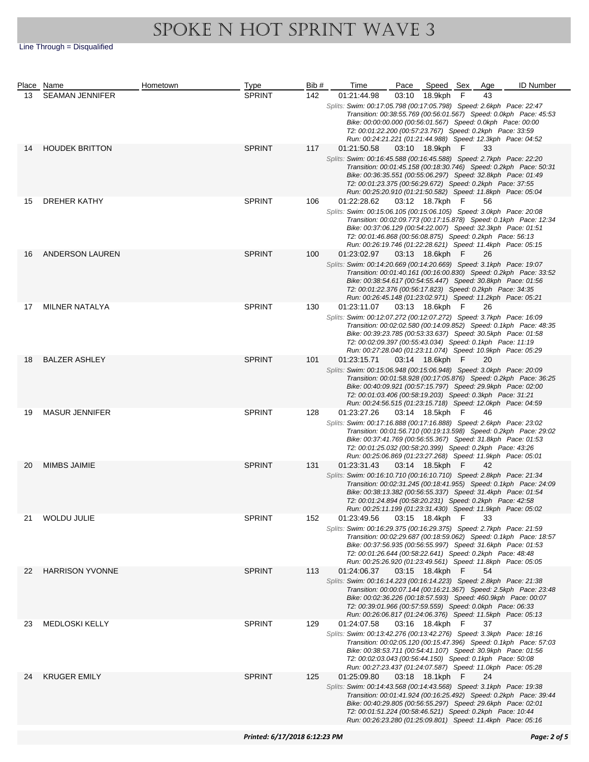# SPOKE N HOT SPRINT WAVE 3

Line Through = Disqualified

| Place | Name | Hometown | Type | Bib # | Time | Pace | Speed | Sex | Age | ID Number |
|---|---|---|---|---|---|---|---|---|---|---|
| 13 | SEAMAN JENNIFER | | SPRINT | 142 | 01:21:44.98 | 03:10 | 18.9kph | F | 43 | |
| | *Splits: Swim: 00:17:05.798 (00:17:05.798) Speed: 2.6kph Pace: 22:47<br>Transition: 00:38:55.769 (00:56:01.567) Speed: 0.0kph Pace: 45:53<br>Bike: 00:00:00.000 (00:56:01.567) Speed: 0.0kph Pace: 00:00<br>T2: 00:01:22.200 (00:57:23.767) Speed: 0.2kph Pace: 33:59<br>Run: 00:24:21.221 (01:21:44.988) Speed: 12.3kph Pace: 04:52* | | | | | | | | | |
| 14 | HOUDEK BRITTON | | SPRINT | 117 | 01:21:50.58 | 03:10 | 18.9kph | F | 33 | |
| | *Splits: Swim: 00:16:45.588 (00:16:45.588) Speed: 2.7kph Pace: 22:20<br>Transition: 00:01:45.158 (00:18:30.746) Speed: 0.2kph Pace: 50:31<br>Bike: 00:36:35.551 (00:55:06.297) Speed: 32.8kph Pace: 01:49<br>T2: 00:01:23.375 (00:56:29.672) Speed: 0.2kph Pace: 37:55<br>Run: 00:25:20.910 (01:21:50.582) Speed: 11.8kph Pace: 05:04* | | | | | | | | | |
| 15 | DREHER KATHY | | SPRINT | 106 | 01:22:28.62 | 03:12 | 18.7kph | F | 56 | |
| | *Splits: Swim: 00:15:06.105 (00:15:06.105) Speed: 3.0kph Pace: 20:08<br>Transition: 00:02:09.773 (00:17:15.878) Speed: 0.1kph Pace: 12:34<br>Bike: 00:37:06.129 (00:54:22.007) Speed: 32.3kph Pace: 01:51<br>T2: 00:01:46.868 (00:56:08.875) Speed: 0.2kph Pace: 56:13<br>Run: 00:26:19.746 (01:22:28.621) Speed: 11.4kph Pace: 05:15* | | | | | | | | | |
| 16 | ANDERSON LAUREN | | SPRINT | 100 | 01:23:02.97 | 03:13 | 18.6kph | F | 26 | |
| | *Splits: Swim: 00:14:20.669 (00:14:20.669) Speed: 3.1kph Pace: 19:07<br>Transition: 00:01:40.161 (00:16:00.830) Speed: 0.2kph Pace: 33:52<br>Bike: 00:38:54.617 (00:54:55.447) Speed: 30.8kph Pace: 01:56<br>T2: 00:01:22.376 (00:56:17.823) Speed: 0.2kph Pace: 34:35<br>Run: 00:26:45.148 (01:23:02.971) Speed: 11.2kph Pace: 05:21* | | | | | | | | | |
| 17 | MILNER NATALYA | | SPRINT | 130 | 01:23:11.07 | 03:13 | 18.6kph | F | 26 | |
| | *Splits: Swim: 00:12:07.272 (00:12:07.272) Speed: 3.7kph Pace: 16:09<br>Transition: 00:02:02.580 (00:14:09.852) Speed: 0.1kph Pace: 48:35<br>Bike: 00:39:23.785 (00:53:33.637) Speed: 30.5kph Pace: 01:58<br>T2: 00:02:09.397 (00:55:43.034) Speed: 0.1kph Pace: 11:19<br>Run: 00:27:28.040 (01:23:11.074) Speed: 10.9kph Pace: 05:29* | | | | | | | | | |
| 18 | BALZER ASHLEY | | SPRINT | 101 | 01:23:15.71 | 03:14 | 18.6kph | F | 20 | |
| | *Splits: Swim: 00:15:06.948 (00:15:06.948) Speed: 3.0kph Pace: 20:09<br>Transition: 00:01:58.928 (00:17:05.876) Speed: 0.2kph Pace: 36:25<br>Bike: 00:40:09.921 (00:57:15.797) Speed: 29.9kph Pace: 02:00<br>T2: 00:01:03.406 (00:58:19.203) Speed: 0.3kph Pace: 31:21<br>Run: 00:24:56.515 (01:23:15.718) Speed: 12.0kph Pace: 04:59* | | | | | | | | | |
| 19 | MASUR JENNIFER | | SPRINT | 128 | 01:23:27.26 | 03:14 | 18.5kph | F | 46 | |
| | *Splits: Swim: 00:17:16.888 (00:17:16.888) Speed: 2.6kph Pace: 23:02<br>Transition: 00:01:56.710 (00:19:13.598) Speed: 0.2kph Pace: 29:02<br>Bike: 00:37:41.769 (00:56:55.367) Speed: 31.8kph Pace: 01:53<br>T2: 00:01:25.032 (00:58:20.399) Speed: 0.2kph Pace: 43:26<br>Run: 00:25:06.869 (01:23:27.268) Speed: 11.9kph Pace: 05:01* | | | | | | | | | |
| 20 | MIMBS JAIMIE | | SPRINT | 131 | 01:23:31.43 | 03:14 | 18.5kph | F | 42 | |
| | *Splits: Swim: 00:16:10.710 (00:16:10.710) Speed: 2.8kph Pace: 21:34<br>Transition: 00:02:31.245 (00:18:41.955) Speed: 0.1kph Pace: 24:09<br>Bike: 00:38:13.382 (00:56:55.337) Speed: 31.4kph Pace: 01:54<br>T2: 00:01:24.894 (00:58:20.231) Speed: 0.2kph Pace: 42:58<br>Run: 00:25:11.199 (01:23:31.430) Speed: 11.9kph Pace: 05:02* | | | | | | | | | |
| 21 | WOLDU JULIE | | SPRINT | 152 | 01:23:49.56 | 03:15 | 18.4kph | F | 33 | |
| | *Splits: Swim: 00:16:29.375 (00:16:29.375) Speed: 2.7kph Pace: 21:59<br>Transition: 00:02:29.687 (00:18:59.062) Speed: 0.1kph Pace: 18:57<br>Bike: 00:37:56.935 (00:56:55.997) Speed: 31.6kph Pace: 01:53<br>T2: 00:01:26.644 (00:58:22.641) Speed: 0.2kph Pace: 48:48<br>Run: 00:25:26.920 (01:23:49.561) Speed: 11.8kph Pace: 05:05* | | | | | | | | | |
| 22 | HARRISON YVONNE | | SPRINT | 113 | 01:24:06.37 | 03:15 | 18.4kph | F | 54 | |
| | *Splits: Swim: 00:16:14.223 (00:16:14.223) Speed: 2.8kph Pace: 21:38<br>Transition: 00:00:07.144 (00:16:21.367) Speed: 2.5kph Pace: 23:48<br>Bike: 00:02:36.226 (00:18:57.593) Speed: 460.9kph Pace: 00:07<br>T2: 00:39:01.966 (00:57:59.559) Speed: 0.0kph Pace: 06:33<br>Run: 00:26:06.817 (01:24:06.376) Speed: 11.5kph Pace: 05:13* | | | | | | | | | |
| 23 | MEDLOSKI KELLY | | SPRINT | 129 | 01:24:07.58 | 03:16 | 18.4kph | F | 37 | |
| | *Splits: Swim: 00:13:42.276 (00:13:42.276) Speed: 3.3kph Pace: 18:16<br>Transition: 00:02:05.120 (00:15:47.396) Speed: 0.1kph Pace: 57:03<br>Bike: 00:38:53.711 (00:54:41.107) Speed: 30.9kph Pace: 01:56<br>T2: 00:02:03.043 (00:56:44.150) Speed: 0.1kph Pace: 50:08<br>Run: 00:27:23.437 (01:24:07.587) Speed: 11.0kph Pace: 05:28* | | | | | | | | | |
| 24 | KRUGER EMILY | | SPRINT | 125 | 01:25:09.80 | 03:18 | 18.1kph | F | 24 | |
| | *Splits: Swim: 00:14:43.568 (00:14:43.568) Speed: 3.1kph Pace: 19:38<br>Transition: 00:01:41.924 (00:16:25.492) Speed: 0.2kph Pace: 39:44<br>Bike: 00:40:29.805 (00:56:55.297) Speed: 29.6kph Pace: 02:01<br>T2: 00:01:51.224 (00:58:46.521) Speed: 0.2kph Pace: 10:44<br>Run: 00:26:23.280 (01:25:09.801) Speed: 11.4kph Pace: 05:16* | | | | | | | | | |

*Printed: 6/17/2018 6:12:23 PM*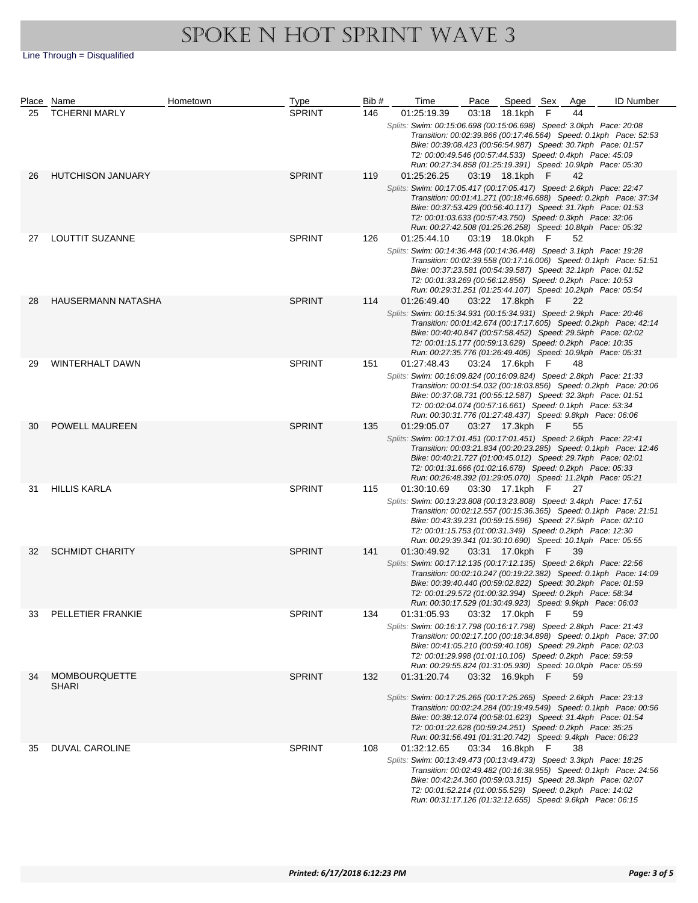# SPOKE N HOT SPRINT WAVE 3

Line Through = Disqualified

| Place | Name | Hometown | Type | Bib # | Time | Pace | Speed | Sex | Age | ID Number |
|---|---|---|---|---|---|---|---|---|---|---|
| 25 | TCHERNI MARLY | | SPRINT | 146 | 01:25:19.39 | 03:18 | 18.1kph | F | 44 | |
| | | | | | *Splits: Swim: 00:15:06.698 (00:15:06.698) Speed: 3.0kph Pace: 20:08<br>Transition: 00:02:39.866 (00:17:46.564) Speed: 0.1kph Pace: 52:53<br>Bike: 00:39:08.423 (00:56:54.987) Speed: 30.7kph Pace: 01:57<br>T2: 00:00:49.546 (00:57:44.533) Speed: 0.4kph Pace: 45:09<br>Run: 00:27:34.858 (01:25:19.391) Speed: 10.9kph Pace: 05:30* | | | | | |
| 26 | HUTCHISON JANUARY | | SPRINT | 119 | 01:25:26.25 | 03:19 | 18.1kph | F | 42 | |
| | | | | | *Splits: Swim: 00:17:05.417 (00:17:05.417) Speed: 2.6kph Pace: 22:47<br>Transition: 00:01:41.271 (00:18:46.688) Speed: 0.2kph Pace: 37:34<br>Bike: 00:37:53.429 (00:56:40.117) Speed: 31.7kph Pace: 01:53<br>T2: 00:01:03.633 (00:57:43.750) Speed: 0.3kph Pace: 32:06<br>Run: 00:27:42.508 (01:25:26.258) Speed: 10.8kph Pace: 05:32* | | | | | |
| 27 | LOUTTIT SUZANNE | | SPRINT | 126 | 01:25:44.10 | 03:19 | 18.0kph | F | 52 | |
| | | | | | *Splits: Swim: 00:14:36.448 (00:14:36.448) Speed: 3.1kph Pace: 19:28<br>Transition: 00:02:39.558 (00:17:16.006) Speed: 0.1kph Pace: 51:51<br>Bike: 00:37:23.581 (00:54:39.587) Speed: 32.1kph Pace: 01:52<br>T2: 00:01:33.269 (00:56:12.856) Speed: 0.2kph Pace: 10:53<br>Run: 00:29:31.251 (01:25:44.107) Speed: 10.2kph Pace: 05:54* | | | | | |
| 28 | HAUSERMANN NATASHA | | SPRINT | 114 | 01:26:49.40 | 03:22 | 17.8kph | F | 22 | |
| | | | | | *Splits: Swim: 00:15:34.931 (00:15:34.931) Speed: 2.9kph Pace: 20:46<br>Transition: 00:01:42.674 (00:17:17.605) Speed: 0.2kph Pace: 42:14<br>Bike: 00:40:40.847 (00:57:58.452) Speed: 29.5kph Pace: 02:02<br>T2: 00:01:15.177 (00:59:13.629) Speed: 0.2kph Pace: 10:35<br>Run: 00:27:35.776 (01:26:49.405) Speed: 10.9kph Pace: 05:31* | | | | | |
| 29 | WINTERHALT DAWN | | SPRINT | 151 | 01:27:48.43 | 03:24 | 17.6kph | F | 48 | |
| | | | | | *Splits: Swim: 00:16:09.824 (00:16:09.824) Speed: 2.8kph Pace: 21:33<br>Transition: 00:01:54.032 (00:18:03.856) Speed: 0.2kph Pace: 20:06<br>Bike: 00:37:08.731 (00:55:12.587) Speed: 32.3kph Pace: 01:51<br>T2: 00:02:04.074 (00:57:16.661) Speed: 0.1kph Pace: 53:34<br>Run: 00:30:31.776 (01:27:48.437) Speed: 9.8kph Pace: 06:06* | | | | | |
| 30 | POWELL MAUREEN | | SPRINT | 135 | 01:29:05.07 | 03:27 | 17.3kph | F | 55 | |
| | | | | | *Splits: Swim: 00:17:01.451 (00:17:01.451) Speed: 2.6kph Pace: 22:41<br>Transition: 00:03:21.834 (00:20:23.285) Speed: 0.1kph Pace: 12:46<br>Bike: 00:40:21.727 (01:00:45.012) Speed: 29.7kph Pace: 02:01<br>T2: 00:01:31.666 (01:02:16.678) Speed: 0.2kph Pace: 05:33<br>Run: 00:26:48.392 (01:29:05.070) Speed: 11.2kph Pace: 05:21* | | | | | |
| 31 | HILLIS KARLA | | SPRINT | 115 | 01:30:10.69 | 03:30 | 17.1kph | F | 27 | |
| | | | | | *Splits: Swim: 00:13:23.808 (00:13:23.808) Speed: 3.4kph Pace: 17:51<br>Transition: 00:02:12.557 (00:15:36.365) Speed: 0.1kph Pace: 21:51<br>Bike: 00:43:39.231 (00:59:15.596) Speed: 27.5kph Pace: 02:10<br>T2: 00:01:15.753 (01:00:31.349) Speed: 0.2kph Pace: 12:30<br>Run: 00:29:39.341 (01:30:10.690) Speed: 10.1kph Pace: 05:55* | | | | | |
| 32 | SCHMIDT CHARITY | | SPRINT | 141 | 01:30:49.92 | 03:31 | 17.0kph | F | 39 | |
| | | | | | *Splits: Swim: 00:17:12.135 (00:17:12.135) Speed: 2.6kph Pace: 22:56<br>Transition: 00:02:10.247 (00:19:22.382) Speed: 0.1kph Pace: 14:09<br>Bike: 00:39:40.440 (00:59:02.822) Speed: 30.2kph Pace: 01:59<br>T2: 00:01:29.572 (01:00:32.394) Speed: 0.2kph Pace: 58:34<br>Run: 00:30:17.529 (01:30:49.923) Speed: 9.9kph Pace: 06:03* | | | | | |
| 33 | PELLETIER FRANKIE | | SPRINT | 134 | 01:31:05.93 | 03:32 | 17.0kph | F | 59 | |
| | | | | | *Splits: Swim: 00:16:17.798 (00:16:17.798) Speed: 2.8kph Pace: 21:43<br>Transition: 00:02:17.100 (00:18:34.898) Speed: 0.1kph Pace: 37:00<br>Bike: 00:41:05.210 (00:59:40.108) Speed: 29.2kph Pace: 02:03<br>T2: 00:01:29.998 (01:01:10.106) Speed: 0.2kph Pace: 59:59<br>Run: 00:29:55.824 (01:31:05.930) Speed: 10.0kph Pace: 05:59* | | | | | |
| 34 | MOMBOURQUETTE SHARI | | SPRINT | 132 | 01:31:20.74 | 03:32 | 16.9kph | F | 59 | |
| | | | | | *Splits: Swim: 00:17:25.265 (00:17:25.265) Speed: 2.6kph Pace: 23:13<br>Transition: 00:02:24.284 (00:19:49.549) Speed: 0.1kph Pace: 00:56<br>Bike: 00:38:12.074 (00:58:01.623) Speed: 31.4kph Pace: 01:54<br>T2: 00:01:22.628 (00:59:24.251) Speed: 0.2kph Pace: 35:25<br>Run: 00:31:56.491 (01:31:20.742) Speed: 9.4kph Pace: 06:23* | | | | | |
| 35 | DUVAL CAROLINE | | SPRINT | 108 | 01:32:12.65 | 03:34 | 16.8kph | F | 38 | |
| | | | | | *Splits: Swim: 00:13:49.473 (00:13:49.473) Speed: 3.3kph Pace: 18:25<br>Transition: 00:02:49.482 (00:16:38.955) Speed: 0.1kph Pace: 24:56<br>Bike: 00:42:24.360 (00:59:03.315) Speed: 28.3kph Pace: 02:07<br>T2: 00:01:52.214 (01:00:55.529) Speed: 0.2kph Pace: 14:02<br>Run: 00:31:17.126 (01:32:12.655) Speed: 9.6kph Pace: 06:15* | | | | | |

*Printed: 6/17/2018 6:12:23 PM*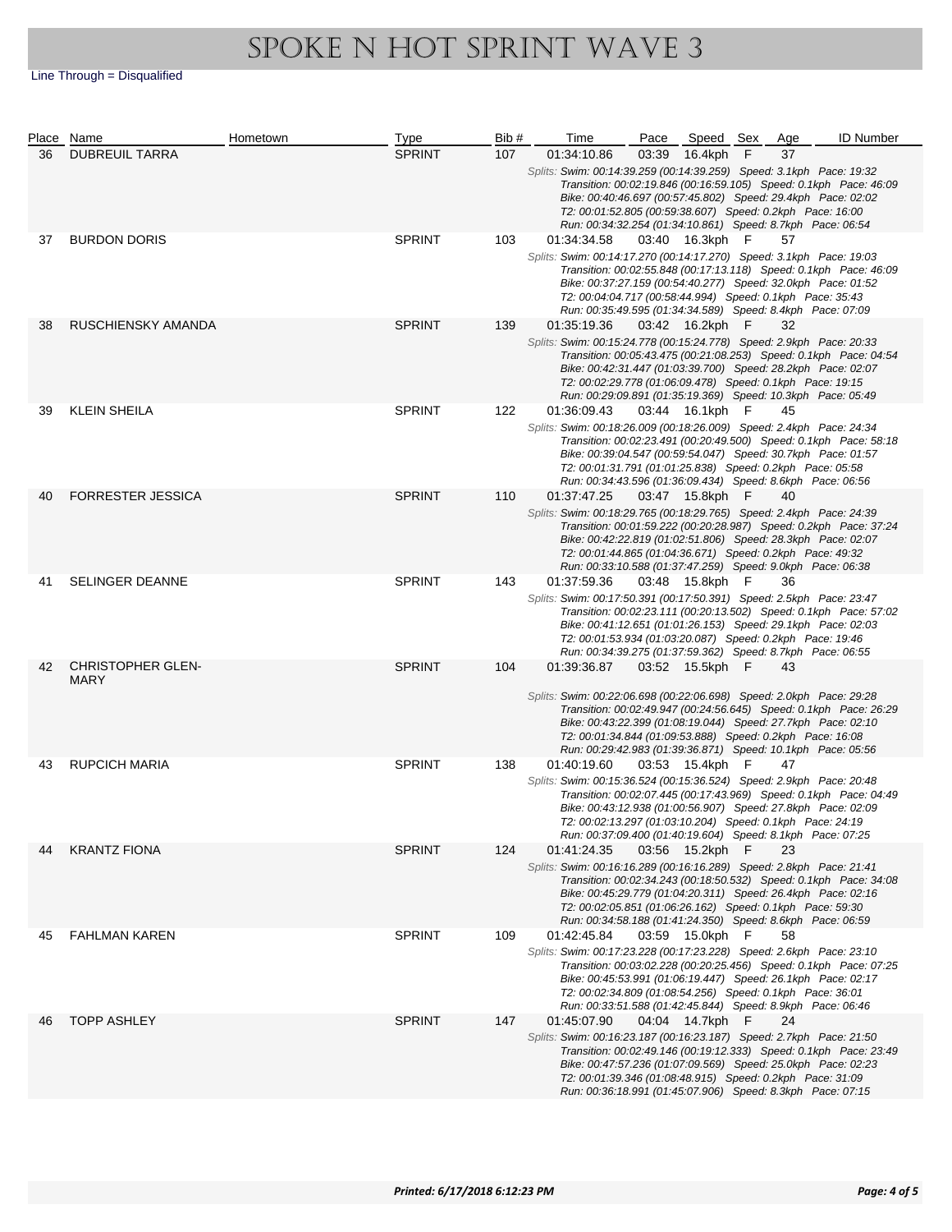# SPOKE N HOT SPRINT WAVE 3

Line Through = Disqualified

| Place | Name | Hometown | Type | Bib # | Time | Pace | Speed | Sex | Age | ID Number |
|---|---|---|---|---|---|---|---|---|---|---|
| 36 | DUBREUIL TARRA | | SPRINT | 107 | 01:34:10.86 | 03:39 | 16.4kph | F | 37 | |
| | | | | | *Splits: Swim: 00:14:39.259 (00:14:39.259) Speed: 3.1kph Pace: 19:32 Transition: 00:02:19.846 (00:16:59.105) Speed: 0.1kph Pace: 46:09 Bike: 00:40:46.697 (00:57:45.802) Speed: 29.4kph Pace: 02:02 T2: 00:01:52.805 (00:59:38.607) Speed: 0.2kph Pace: 16:00 Run: 00:34:32.254 (01:34:10.861) Speed: 8.7kph Pace: 06:54* | | | | | |
| 37 | BURDON DORIS | | SPRINT | 103 | 01:34:34.58 | 03:40 | 16.3kph | F | 57 | |
| | | | | | *Splits: Swim: 00:14:17.270 (00:14:17.270) Speed: 3.1kph Pace: 19:03 Transition: 00:02:55.848 (00:17:13.118) Speed: 0.1kph Pace: 46:09 Bike: 00:37:27.159 (00:54:40.277) Speed: 32.0kph Pace: 01:52 T2: 00:04:04.717 (00:58:44.994) Speed: 0.1kph Pace: 35:43 Run: 00:35:49.595 (01:34:34.589) Speed: 8.4kph Pace: 07:09* | | | | | |
| 38 | RUSCHIENSKY AMANDA | | SPRINT | 139 | 01:35:19.36 | 03:42 | 16.2kph | F | 32 | |
| | | | | | *Splits: Swim: 00:15:24.778 (00:15:24.778) Speed: 2.9kph Pace: 20:33 Transition: 00:05:43.475 (00:21:08.253) Speed: 0.1kph Pace: 04:54 Bike: 00:42:31.447 (01:03:39.700) Speed: 28.2kph Pace: 02:07 T2: 00:02:29.778 (01:06:09.478) Speed: 0.1kph Pace: 19:15 Run: 00:29:09.891 (01:35:19.369) Speed: 10.3kph Pace: 05:49* | | | | | |
| 39 | KLEIN SHEILA | | SPRINT | 122 | 01:36:09.43 | 03:44 | 16.1kph | F | 45 | |
| | | | | | *Splits: Swim: 00:18:26.009 (00:18:26.009) Speed: 2.4kph Pace: 24:34 Transition: 00:02:23.491 (00:20:49.500) Speed: 0.1kph Pace: 58:18 Bike: 00:39:04.547 (00:59:54.047) Speed: 30.7kph Pace: 01:57 T2: 00:01:31.791 (01:01:25.838) Speed: 0.2kph Pace: 05:58 Run: 00:34:43.596 (01:36:09.434) Speed: 8.6kph Pace: 06:56* | | | | | |
| 40 | FORRESTER JESSICA | | SPRINT | 110 | 01:37:47.25 | 03:47 | 15.8kph | F | 40 | |
| | | | | | *Splits: Swim: 00:18:29.765 (00:18:29.765) Speed: 2.4kph Pace: 24:39 Transition: 00:01:59.222 (00:20:28.987) Speed: 0.2kph Pace: 37:24 Bike: 00:42:22.819 (01:02:51.806) Speed: 28.3kph Pace: 02:07 T2: 00:01:44.865 (01:04:36.671) Speed: 0.2kph Pace: 49:32 Run: 00:33:10.588 (01:37:47.259) Speed: 9.0kph Pace: 06:38* | | | | | |
| 41 | SELINGER DEANNE | | SPRINT | 143 | 01:37:59.36 | 03:48 | 15.8kph | F | 36 | |
| | | | | | *Splits: Swim: 00:17:50.391 (00:17:50.391) Speed: 2.5kph Pace: 23:47 Transition: 00:02:23.111 (00:20:13.502) Speed: 0.1kph Pace: 57:02 Bike: 00:41:12.651 (01:01:26.153) Speed: 29.1kph Pace: 02:03 T2: 00:01:53.934 (01:03:20.087) Speed: 0.2kph Pace: 19:46 Run: 00:34:39.275 (01:37:59.362) Speed: 8.7kph Pace: 06:55* | | | | | |
| 42 | CHRISTOPHER GLEN-MARY | | SPRINT | 104 | 01:39:36.87 | 03:52 | 15.5kph | F | 43 | |
| | | | | | *Splits: Swim: 00:22:06.698 (00:22:06.698) Speed: 2.0kph Pace: 29:28 Transition: 00:02:49.947 (00:24:56.645) Speed: 0.1kph Pace: 26:29 Bike: 00:43:22.399 (01:08:19.044) Speed: 27.7kph Pace: 02:10 T2: 00:01:34.844 (01:09:53.888) Speed: 0.2kph Pace: 16:08 Run: 00:29:42.983 (01:39:36.871) Speed: 10.1kph Pace: 05:56* | | | | | |
| 43 | RUPCICH MARIA | | SPRINT | 138 | 01:40:19.60 | 03:53 | 15.4kph | F | 47 | |
| | | | | | *Splits: Swim: 00:15:36.524 (00:15:36.524) Speed: 2.9kph Pace: 20:48 Transition: 00:02:07.445 (00:17:43.969) Speed: 0.1kph Pace: 04:49 Bike: 00:43:12.938 (01:00:56.907) Speed: 27.8kph Pace: 02:09 T2: 00:02:13.297 (01:03:10.204) Speed: 0.1kph Pace: 24:19 Run: 00:37:09.400 (01:40:19.604) Speed: 8.1kph Pace: 07:25* | | | | | |
| 44 | KRANTZ FIONA | | SPRINT | 124 | 01:41:24.35 | 03:56 | 15.2kph | F | 23 | |
| | | | | | *Splits: Swim: 00:16:16.289 (00:16:16.289) Speed: 2.8kph Pace: 21:41 Transition: 00:02:34.243 (00:18:50.532) Speed: 0.1kph Pace: 34:08 Bike: 00:45:29.779 (01:04:20.311) Speed: 26.4kph Pace: 02:16 T2: 00:02:05.851 (01:06:26.162) Speed: 0.1kph Pace: 59:30 Run: 00:34:58.188 (01:41:24.350) Speed: 8.6kph Pace: 06:59* | | | | | |
| 45 | FAHLMAN KAREN | | SPRINT | 109 | 01:42:45.84 | 03:59 | 15.0kph | F | 58 | |
| | | | | | *Splits: Swim: 00:17:23.228 (00:17:23.228) Speed: 2.6kph Pace: 23:10 Transition: 00:03:02.228 (00:20:25.456) Speed: 0.1kph Pace: 07:25 Bike: 00:45:53.991 (01:06:19.447) Speed: 26.1kph Pace: 02:17 T2: 00:02:34.809 (01:08:54.256) Speed: 0.1kph Pace: 36:01 Run: 00:33:51.588 (01:42:45.844) Speed: 8.9kph Pace: 06:46* | | | | | |
| 46 | TOPP ASHLEY | | SPRINT | 147 | 01:45:07.90 | 04:04 | 14.7kph | F | 24 | |
| | | | | | *Splits: Swim: 00:16:23.187 (00:16:23.187) Speed: 2.7kph Pace: 21:50 Transition: 00:02:49.146 (00:19:12.333) Speed: 0.1kph Pace: 23:49 Bike: 00:47:57.236 (01:07:09.569) Speed: 25.0kph Pace: 02:23 T2: 00:01:39.346 (01:08:48.915) Speed: 0.2kph Pace: 31:09 Run: 00:36:18.991 (01:45:07.906) Speed: 8.3kph Pace: 07:15* | | | | | |

*Printed: 6/17/2018 6:12:23 PM*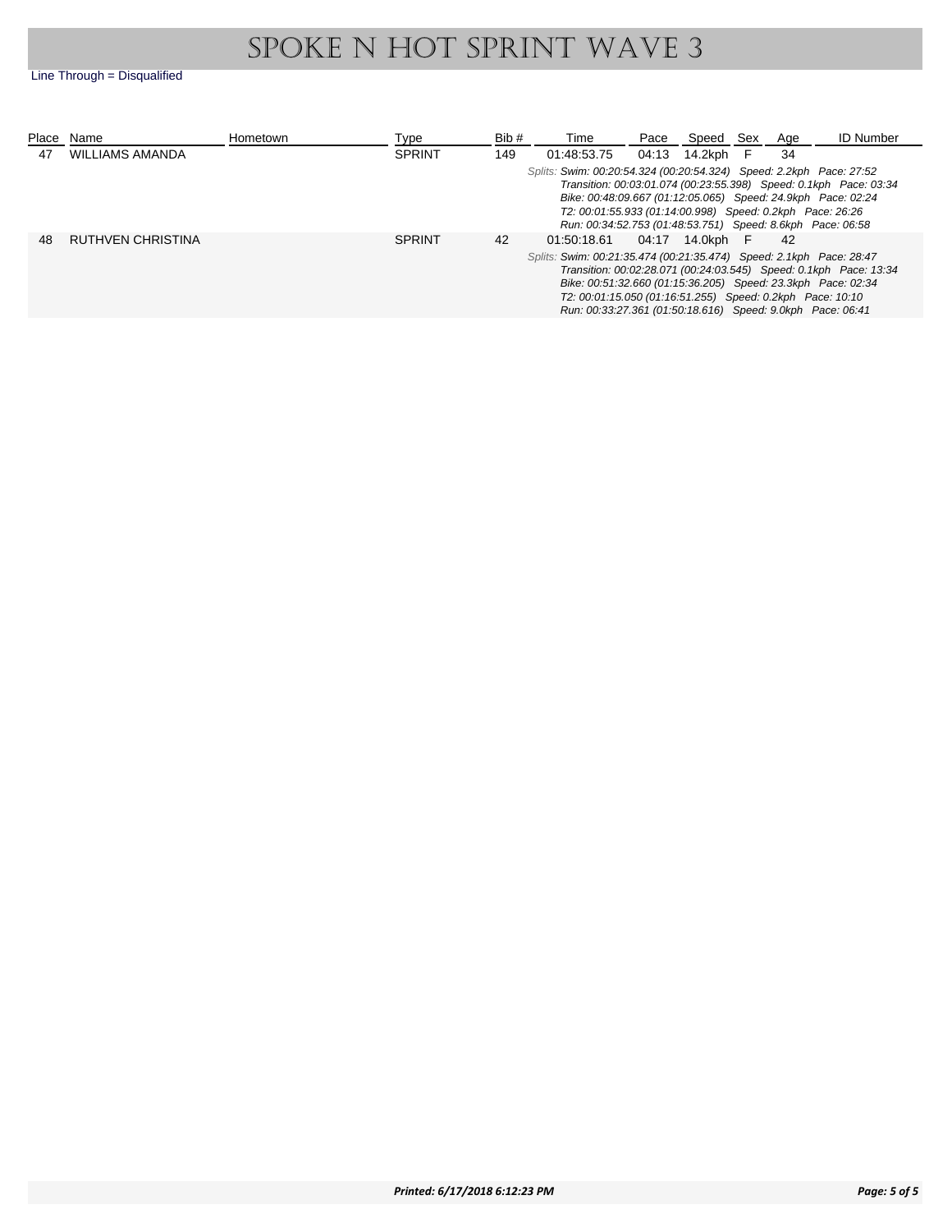# SPOKE N HOT SPRINT WAVE 3

Line Through = Disqualified

| Place | Name | Hometown | Type | Bib # | Time | Pace | Speed | Sex | Age | ID Number |
|---|---|---|---|---|---|---|---|---|---|---|
| 47 | WILLIAMS AMANDA | | SPRINT | 149 | 01:48:53.75 | 04:13 | 14.2kph | F | 34 | |
| | *Splits: Swim: 00:20:54.324 (00:20:54.324) Speed: 2.2kph Pace: 27:52<br>Transition: 00:03:01.074 (00:23:55.398) Speed: 0.1kph Pace: 03:34<br>Bike: 00:48:09.667 (01:12:05.065) Speed: 24.9kph Pace: 02:24<br>T2: 00:01:55.933 (01:14:00.998) Speed: 0.2kph Pace: 26:26<br>Run: 00:34:52.753 (01:48:53.751) Speed: 8.6kph Pace: 06:58* | | | | | | | | | |
| 48 | RUTHVEN CHRISTINA | | SPRINT | 42 | 01:50:18.61 | 04:17 | 14.0kph | F | 42 | |
| | *Splits: Swim: 00:21:35.474 (00:21:35.474) Speed: 2.1kph Pace: 28:47<br>Transition: 00:02:28.071 (00:24:03.545) Speed: 0.1kph Pace: 13:34<br>Bike: 00:51:32.660 (01:15:36.205) Speed: 23.3kph Pace: 02:34<br>T2: 00:01:15.050 (01:16:51.255) Speed: 0.2kph Pace: 10:10<br>Run: 00:33:27.361 (01:50:18.616) Speed: 9.0kph Pace: 06:41* | | | | | | | | | |

*Printed: 6/17/2018 6:12:23 PM*